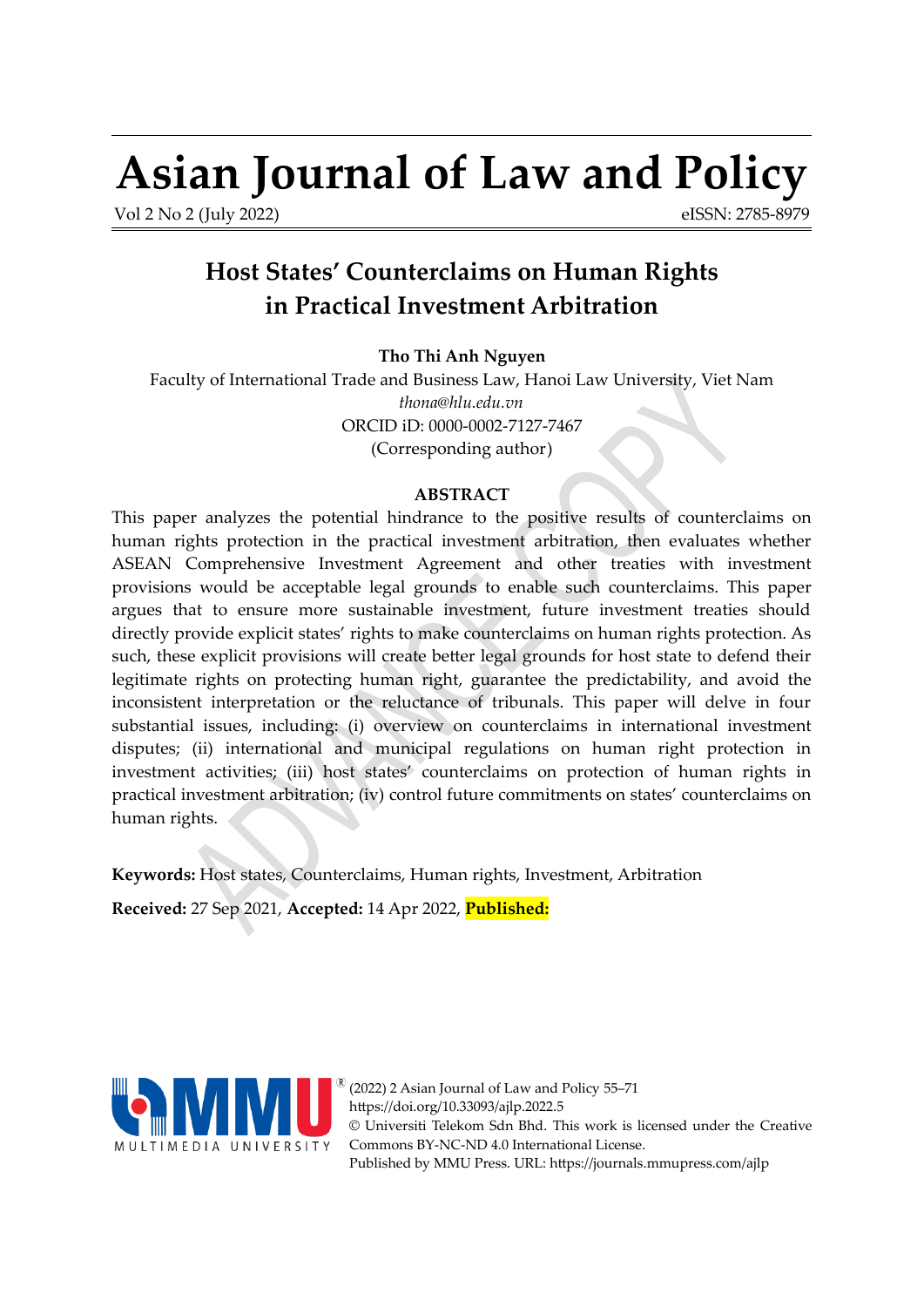# Asian Journal of Law and Policy

Vol 2 No 2 (July 2022) eISSN: 2785-8979

## Host States' Counterclaims on Human Rights in Practical Investment Arbitration

**Tho Thi Anh Nguyen**

Faculty of International Trade and Business Law, Hanoi Law University, Viet Nam

*thona@hlu.edu.vn*

ORCID iD: 0000-0002-7127-7467

(Corresponding author)

### ABSTRACT

This paper analyzes the potential hindrance to the positive results of counterclaims on human rights protection in the practical investment arbitration, then evaluates whether ASEAN Comprehensive Investment Agreement and other treaties with investment provisions would be acceptable legal grounds to enable such counterclaims. This paper argues that to ensure more sustainable investment, future investment treaties should directly provide explicit states' rights to make counterclaims on human rights protection. As such, these explicit provisions will create better legal grounds for host state to defend their legitimate rights on protecting human right, guarantee the predictability, and avoid the inconsistent interpretation or the reluctance of tribunals. This paper will delve in four substantial issues, including: (i) overview on counterclaims in international investment disputes; (ii) international and municipal regulations on human right protection in investment activities; (iii) host states' counterclaims on protection of human rights in practical investment arbitration; (iv) control future commitments on states' counterclaims on human rights.

**Keywords:** Host states, Counterclaims, Human rights, Investment, Arbitration

**Received:** 27 Sep 2021, **Accepted:** 14 Apr 2022, **Published:**

(2022) 2 Asian Journal of Law and Policy 55–71

https://doi.org/10.33093/ajlp.2022.5

© Universiti Telekom Sdn Bhd. This work is licensed under the Creative Commons BY-NC-ND 4.0 International License.

Published by MMU Press. URL: https://journals.mmupress.com/ajlp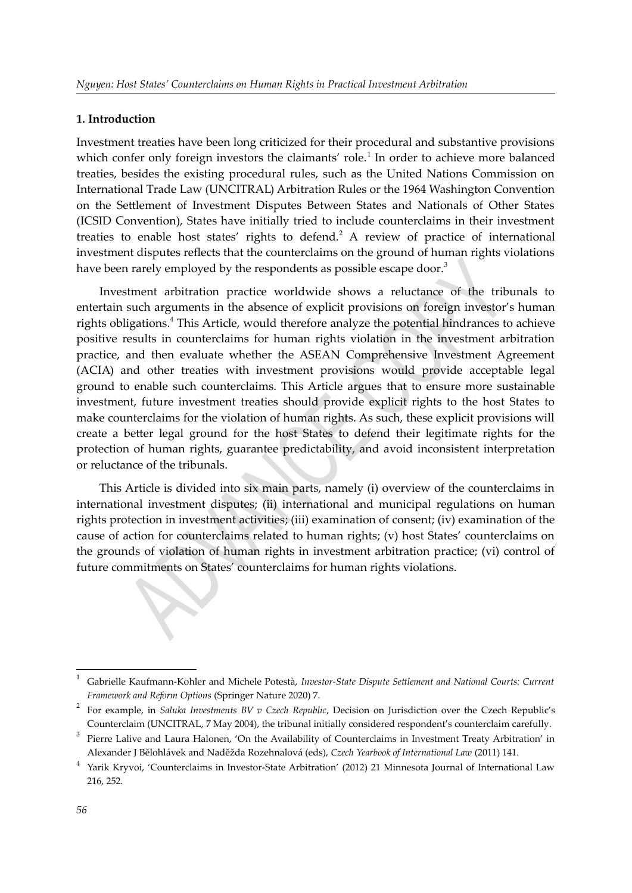## 1. Introduction

Investment treaties have been long criticized for their procedural and substantive provisions which confer only foreign investors the claimants' role.[1] In order to achieve more balanced treaties, besides the existing procedural rules, such as the United Nations Commission on International Trade Law (UNCITRAL) Arbitration Rules or the 1964 Washington Convention on the Settlement of Investment Disputes Between States and Nationals of Other States (ICSID Convention), States have initially tried to include counterclaims in their investment treaties to enable host states' rights to defend.[2] A review of practice of international investment disputes reflects that the counterclaims on the ground of human rights violations have been rarely employed by the respondents as possible escape door.[3]

Investment arbitration practice worldwide shows a reluctance of the tribunals to entertain such arguments in the absence of explicit provisions on foreign investor's human rights obligations.[4] This Article, would therefore analyze the potential hindrances to achieve positive results in counterclaims for human rights violation in the investment arbitration practice, and then evaluate whether the ASEAN Comprehensive Investment Agreement (ACIA) and other treaties with investment provisions would provide acceptable legal ground to enable such counterclaims. This Article argues that to ensure more sustainable investment, future investment treaties should provide explicit rights to the host States to make counterclaims for the violation of human rights. As such, these explicit provisions will create a better legal ground for the host States to defend their legitimate rights for the protection of human rights, guarantee predictability, and avoid inconsistent interpretation or reluctance of the tribunals.

This Article is divided into six main parts, namely (i) overview of the counterclaims in international investment disputes; (ii) international and municipal regulations on human rights protection in investment activities; (iii) examination of consent; (iv) examination of the cause of action for counterclaims related to human rights; (v) host States' counterclaims on the grounds of violation of human rights in investment arbitration practice; (vi) control of future commitments on States' counterclaims for human rights violations.

---

[1] Gabrielle Kaufmann-Kohler and Michele Potestà, *Investor-State Dispute Settlement and National Courts: Current Framework and Reform Options* (Springer Nature 2020) 7.

[2] For example, in *Saluka Investments BV v Czech Republic*, Decision on Jurisdiction over the Czech Republic's Counterclaim (UNCITRAL, 7 May 2004), the tribunal initially considered respondent's counterclaim carefully.

[3] Pierre Lalive and Laura Halonen, 'On the Availability of Counterclaims in Investment Treaty Arbitration' in Alexander J Bělohlávek and Naděžda Rozehnalová (eds), *Czech Yearbook of International Law* (2011) 141.

[4] Yarik Kryvoi, 'Counterclaims in Investor-State Arbitration' (2012) 21 Minnesota Journal of International Law 216, 252.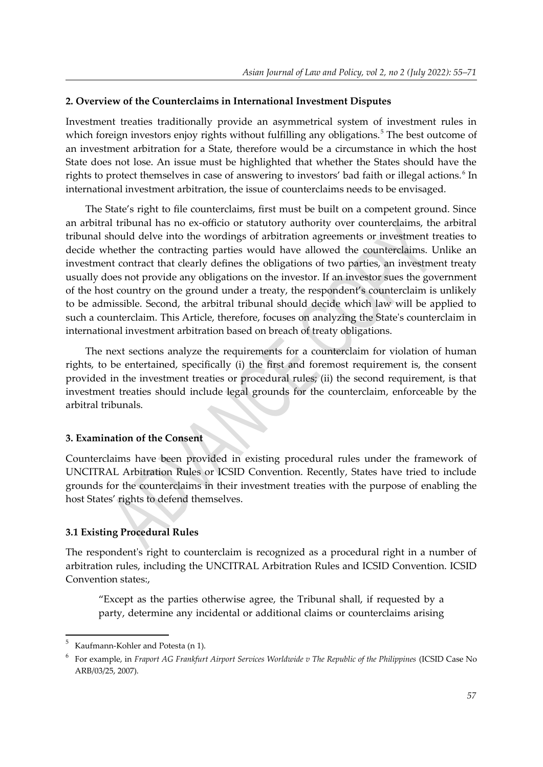### 2. Overview of the Counterclaims in International Investment Disputes

Investment treaties traditionally provide an asymmetrical system of investment rules in which foreign investors enjoy rights without fulfilling any obligations.[5] The best outcome of an investment arbitration for a State, therefore would be a circumstance in which the host State does not lose. An issue must be highlighted that whether the States should have the rights to protect themselves in case of answering to investors' bad faith or illegal actions.[6] In international investment arbitration, the issue of counterclaims needs to be envisaged.

The State's right to file counterclaims, first must be built on a competent ground. Since an arbitral tribunal has no ex-officio or statutory authority over counterclaims, the arbitral tribunal should delve into the wordings of arbitration agreements or investment treaties to decide whether the contracting parties would have allowed the counterclaims. Unlike an investment contract that clearly defines the obligations of two parties, an investment treaty usually does not provide any obligations on the investor. If an investor sues the government of the host country on the ground under a treaty, the respondent's counterclaim is unlikely to be admissible. Second, the arbitral tribunal should decide which law will be applied to such a counterclaim. This Article, therefore, focuses on analyzing the State's counterclaim in international investment arbitration based on breach of treaty obligations.

The next sections analyze the requirements for a counterclaim for violation of human rights, to be entertained, specifically (i) the first and foremost requirement is, the consent provided in the investment treaties or procedural rules; (ii) the second requirement, is that investment treaties should include legal grounds for the counterclaim, enforceable by the arbitral tribunals.

### 3. Examination of the Consent

Counterclaims have been provided in existing procedural rules under the framework of UNCITRAL Arbitration Rules or ICSID Convention. Recently, States have tried to include grounds for the counterclaims in their investment treaties with the purpose of enabling the host States' rights to defend themselves.

#### 3.1 Existing Procedural Rules

The respondent's right to counterclaim is recognized as a procedural right in a number of arbitration rules, including the UNCITRAL Arbitration Rules and ICSID Convention. ICSID Convention states:,

> "Except as the parties otherwise agree, the Tribunal shall, if requested by a party, determine any incidental or additional claims or counterclaims arising

---

[5] Kaufmann-Kohler and Potesta (n 1).

[6] For example, in *Fraport AG Frankfurt Airport Services Worldwide v The Republic of the Philippines* (ICSID Case No ARB/03/25, 2007).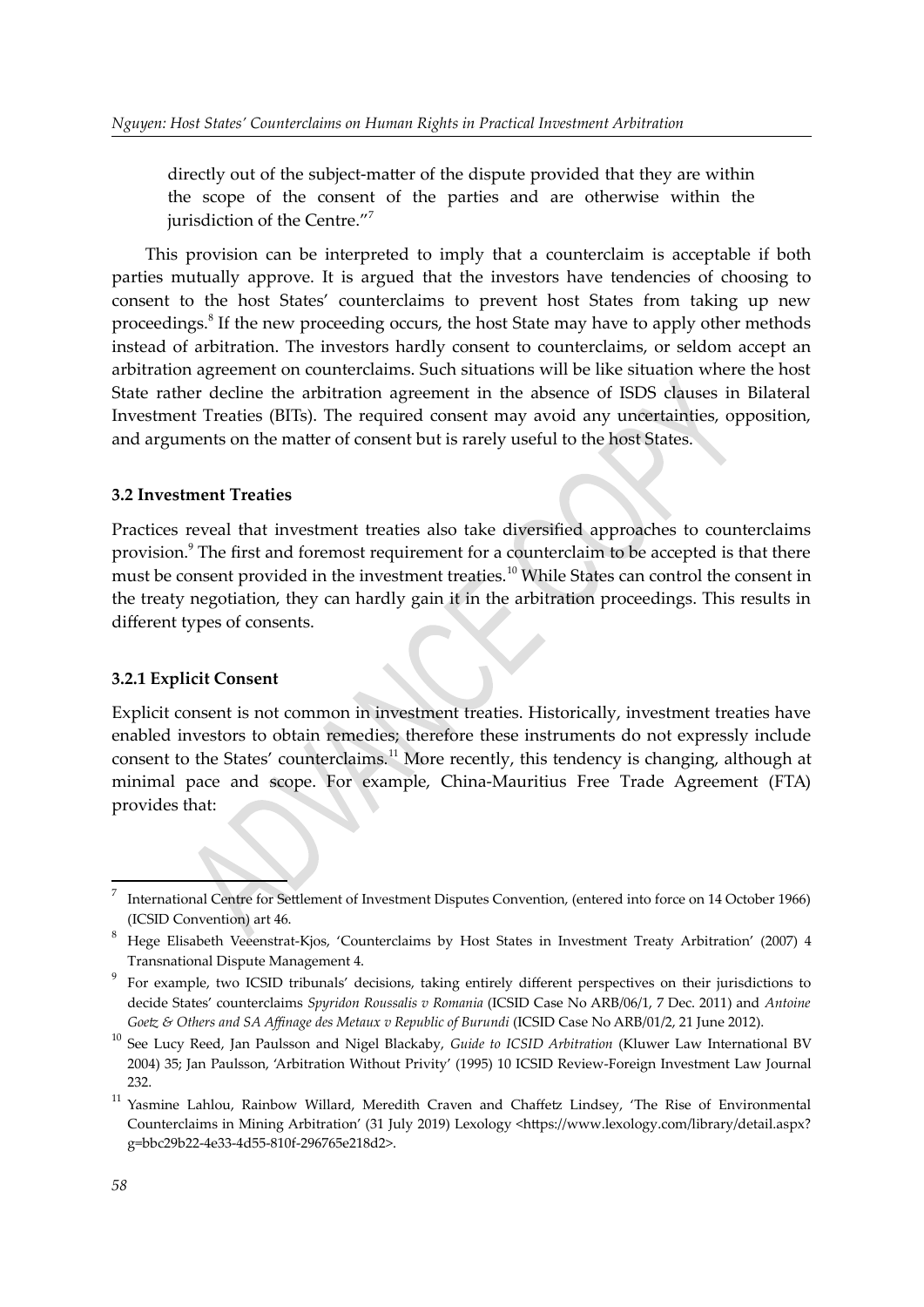> directly out of the subject-matter of the dispute provided that they are within the scope of the consent of the parties and are otherwise within the jurisdiction of the Centre."[7]

This provision can be interpreted to imply that a counterclaim is acceptable if both parties mutually approve. It is argued that the investors have tendencies of choosing to consent to the host States' counterclaims to prevent host States from taking up new proceedings.[8] If the new proceeding occurs, the host State may have to apply other methods instead of arbitration. The investors hardly consent to counterclaims, or seldom accept an arbitration agreement on counterclaims. Such situations will be like situation where the host State rather decline the arbitration agreement in the absence of ISDS clauses in Bilateral Investment Treaties (BITs). The required consent may avoid any uncertainties, opposition, and arguments on the matter of consent but is rarely useful to the host States.

### 3.2 Investment Treaties

Practices reveal that investment treaties also take diversified approaches to counterclaims provision.[9] The first and foremost requirement for a counterclaim to be accepted is that there must be consent provided in the investment treaties.[10] While States can control the consent in the treaty negotiation, they can hardly gain it in the arbitration proceedings. This results in different types of consents.

#### 3.2.1 Explicit Consent

Explicit consent is not common in investment treaties. Historically, investment treaties have enabled investors to obtain remedies; therefore these instruments do not expressly include consent to the States' counterclaims.[11] More recently, this tendency is changing, although at minimal pace and scope. For example, China-Mauritius Free Trade Agreement (FTA) provides that:

---

[7] International Centre for Settlement of Investment Disputes Convention, (entered into force on 14 October 1966) (ICSID Convention) art 46.

[8] Hege Elisabeth Veeenstrat-Kjos, 'Counterclaims by Host States in Investment Treaty Arbitration' (2007) 4 Transnational Dispute Management 4.

[9] For example, two ICSID tribunals' decisions, taking entirely different perspectives on their jurisdictions to decide States' counterclaims *Spyridon Roussalis v Romania* (ICSID Case No ARB/06/1, 7 Dec. 2011) and *Antoine Goetz & Others and SA Affinage des Metaux v Republic of Burundi* (ICSID Case No ARB/01/2, 21 June 2012).

[10] See Lucy Reed, Jan Paulsson and Nigel Blackaby, *Guide to ICSID Arbitration* (Kluwer Law International BV 2004) 35; Jan Paulsson, 'Arbitration Without Privity' (1995) 10 ICSID Review-Foreign Investment Law Journal 232.

[11] Yasmine Lahlou, Rainbow Willard, Meredith Craven and Chaffetz Lindsey, 'The Rise of Environmental Counterclaims in Mining Arbitration' (31 July 2019) Lexology <https://www.lexology.com/library/detail.aspx?g=bbc29b22-4e33-4d55-810f-296765e218d2>.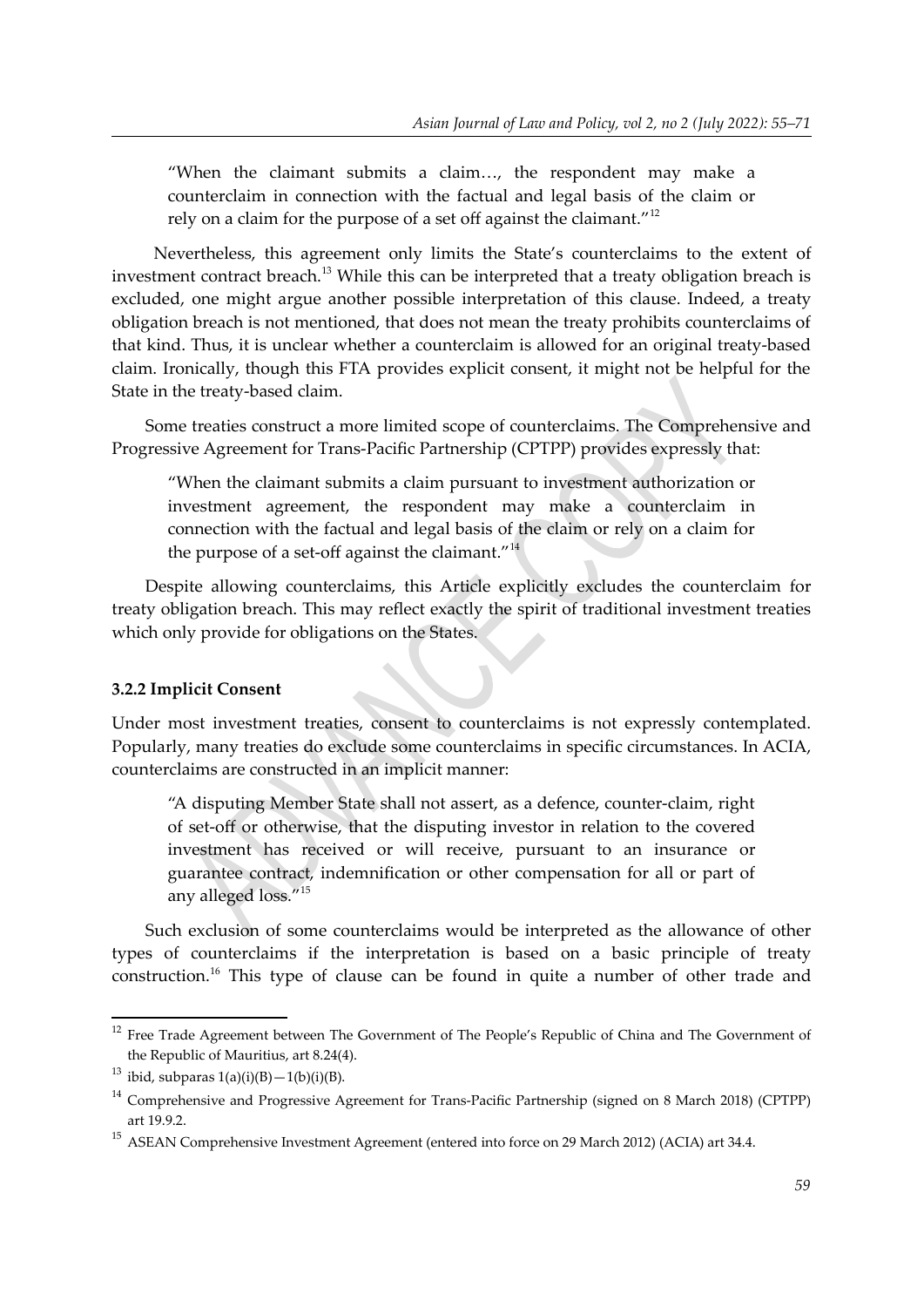> "When the claimant submits a claim…, the respondent may make a counterclaim in connection with the factual and legal basis of the claim or rely on a claim for the purpose of a set off against the claimant."[12]

Nevertheless, this agreement only limits the State's counterclaims to the extent of investment contract breach.[13] While this can be interpreted that a treaty obligation breach is excluded, one might argue another possible interpretation of this clause. Indeed, a treaty obligation breach is not mentioned, that does not mean the treaty prohibits counterclaims of that kind. Thus, it is unclear whether a counterclaim is allowed for an original treaty-based claim. Ironically, though this FTA provides explicit consent, it might not be helpful for the State in the treaty-based claim.

Some treaties construct a more limited scope of counterclaims. The Comprehensive and Progressive Agreement for Trans-Pacific Partnership (CPTPP) provides expressly that:

> "When the claimant submits a claim pursuant to investment authorization or investment agreement, the respondent may make a counterclaim in connection with the factual and legal basis of the claim or rely on a claim for the purpose of a set-off against the claimant."[14]

Despite allowing counterclaims, this Article explicitly excludes the counterclaim for treaty obligation breach. This may reflect exactly the spirit of traditional investment treaties which only provide for obligations on the States.

### 3.2.2 Implicit Consent

Under most investment treaties, consent to counterclaims is not expressly contemplated. Popularly, many treaties do exclude some counterclaims in specific circumstances. In ACIA, counterclaims are constructed in an implicit manner:

> "A disputing Member State shall not assert, as a defence, counter-claim, right of set-off or otherwise, that the disputing investor in relation to the covered investment has received or will receive, pursuant to an insurance or guarantee contract, indemnification or other compensation for all or part of any alleged loss."[15]

Such exclusion of some counterclaims would be interpreted as the allowance of other types of counterclaims if the interpretation is based on a basic principle of treaty construction.[16] This type of clause can be found in quite a number of other trade and

---

[12] Free Trade Agreement between The Government of The People's Republic of China and The Government of the Republic of Mauritius, art 8.24(4).

[13] ibid, subparas 1(a)(i)(B)—1(b)(i)(B).

[14] Comprehensive and Progressive Agreement for Trans-Pacific Partnership (signed on 8 March 2018) (CPTPP) art 19.9.2.

[15] ASEAN Comprehensive Investment Agreement (entered into force on 29 March 2012) (ACIA) art 34.4.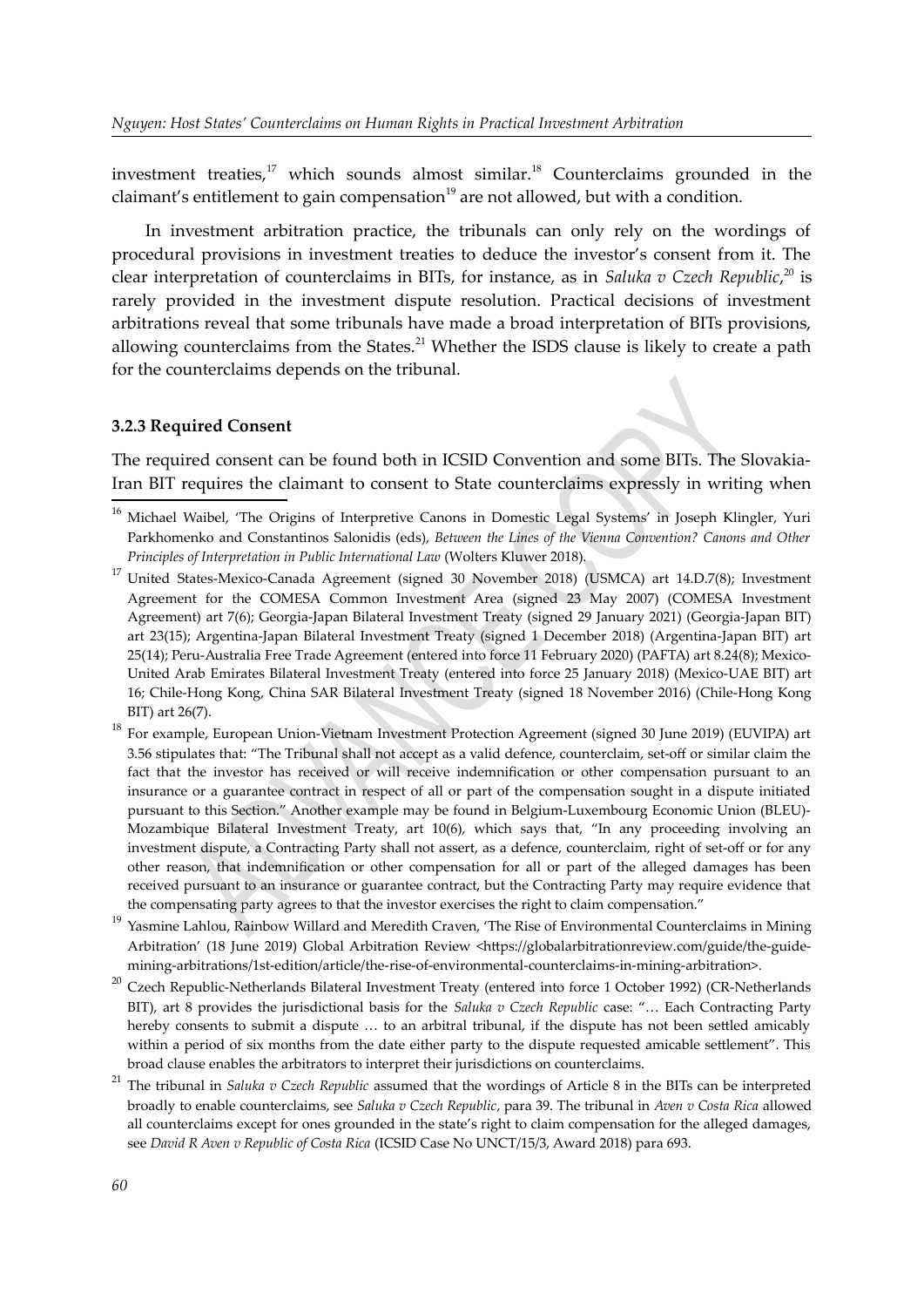investment treaties,[17] which sounds almost similar.[18] Counterclaims grounded in the claimant's entitlement to gain compensation[19] are not allowed, but with a condition.

In investment arbitration practice, the tribunals can only rely on the wordings of procedural provisions in investment treaties to deduce the investor's consent from it. The clear interpretation of counterclaims in BITs, for instance, as in *Saluka v Czech Republic*,[20] is rarely provided in the investment dispute resolution. Practical decisions of investment arbitrations reveal that some tribunals have made a broad interpretation of BITs provisions, allowing counterclaims from the States.[21] Whether the ISDS clause is likely to create a path for the counterclaims depends on the tribunal.

### 3.2.3 Required Consent

The required consent can be found both in ICSID Convention and some BITs. The Slovakia-Iran BIT requires the claimant to consent to State counterclaims expressly in writing when

[16] Michael Waibel, 'The Origins of Interpretive Canons in Domestic Legal Systems' in Joseph Klingler, Yuri Parkhomenko and Constantinos Salonidis (eds), *Between the Lines of the Vienna Convention? Canons and Other Principles of Interpretation in Public International Law* (Wolters Kluwer 2018).

[17] United States-Mexico-Canada Agreement (signed 30 November 2018) (USMCA) art 14.D.7(8); Investment Agreement for the COMESA Common Investment Area (signed 23 May 2007) (COMESA Investment Agreement) art 7(6); Georgia-Japan Bilateral Investment Treaty (signed 29 January 2021) (Georgia-Japan BIT) art 23(15); Argentina-Japan Bilateral Investment Treaty (signed 1 December 2018) (Argentina-Japan BIT) art 25(14); Peru-Australia Free Trade Agreement (entered into force 11 February 2020) (PAFTA) art 8.24(8); Mexico-United Arab Emirates Bilateral Investment Treaty (entered into force 25 January 2018) (Mexico-UAE BIT) art 16; Chile-Hong Kong, China SAR Bilateral Investment Treaty (signed 18 November 2016) (Chile-Hong Kong BIT) art 26(7).

[18] For example, European Union-Vietnam Investment Protection Agreement (signed 30 June 2019) (EUVIPA) art 3.56 stipulates that: "The Tribunal shall not accept as a valid defence, counterclaim, set-off or similar claim the fact that the investor has received or will receive indemnification or other compensation pursuant to an insurance or a guarantee contract in respect of all or part of the compensation sought in a dispute initiated pursuant to this Section." Another example may be found in Belgium-Luxembourg Economic Union (BLEU)-Mozambique Bilateral Investment Treaty, art 10(6), which says that, "In any proceeding involving an investment dispute, a Contracting Party shall not assert, as a defence, counterclaim, right of set-off or for any other reason, that indemnification or other compensation for all or part of the alleged damages has been received pursuant to an insurance or guarantee contract, but the Contracting Party may require evidence that the compensating party agrees to that the investor exercises the right to claim compensation."

[19] Yasmine Lahlou, Rainbow Willard and Meredith Craven, 'The Rise of Environmental Counterclaims in Mining Arbitration' (18 June 2019) Global Arbitration Review <https://globalarbitrationreview.com/guide/the-guide-mining-arbitrations/1st-edition/article/the-rise-of-environmental-counterclaims-in-mining-arbitration>.

[20] Czech Republic-Netherlands Bilateral Investment Treaty (entered into force 1 October 1992) (CR-Netherlands BIT), art 8 provides the jurisdictional basis for the *Saluka v Czech Republic* case: "… Each Contracting Party hereby consents to submit a dispute … to an arbitral tribunal, if the dispute has not been settled amicably within a period of six months from the date either party to the dispute requested amicable settlement". This broad clause enables the arbitrators to interpret their jurisdictions on counterclaims.

[21] The tribunal in *Saluka v Czech Republic* assumed that the wordings of Article 8 in the BITs can be interpreted broadly to enable counterclaims, see *Saluka v Czech Republic*, para 39. The tribunal in *Aven v Costa Rica* allowed all counterclaims except for ones grounded in the state's right to claim compensation for the alleged damages, see *David R Aven v Republic of Costa Rica* (ICSID Case No UNCT/15/3, Award 2018) para 693.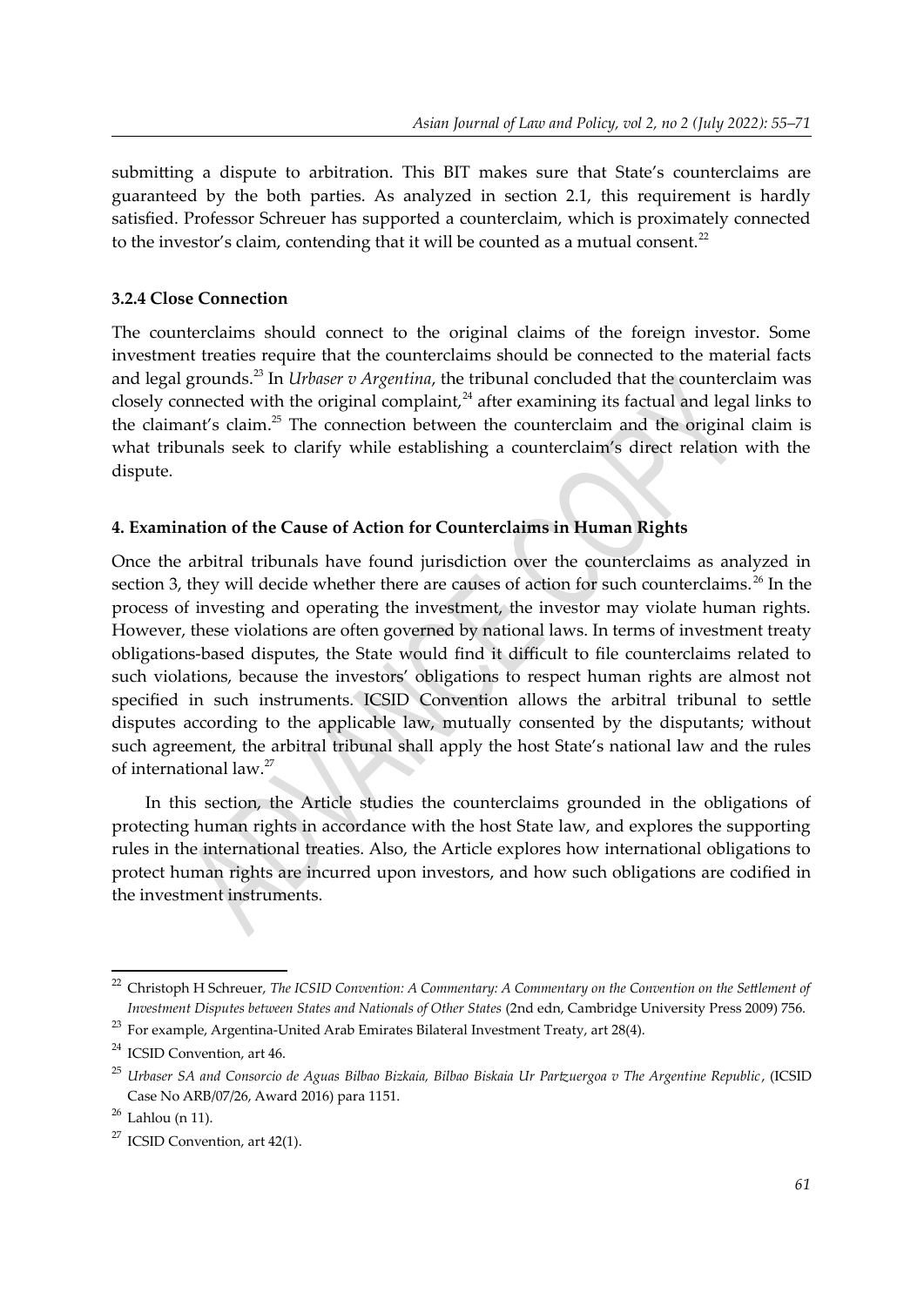submitting a dispute to arbitration. This BIT makes sure that State's counterclaims are guaranteed by the both parties. As analyzed in section 2.1, this requirement is hardly satisfied. Professor Schreuer has supported a counterclaim, which is proximately connected to the investor's claim, contending that it will be counted as a mutual consent.[22]

### 3.2.4 Close Connection

The counterclaims should connect to the original claims of the foreign investor. Some investment treaties require that the counterclaims should be connected to the material facts and legal grounds.[23] In *Urbaser v Argentina*, the tribunal concluded that the counterclaim was closely connected with the original complaint,[24] after examining its factual and legal links to the claimant's claim.[25] The connection between the counterclaim and the original claim is what tribunals seek to clarify while establishing a counterclaim's direct relation with the dispute.

## 4. Examination of the Cause of Action for Counterclaims in Human Rights

Once the arbitral tribunals have found jurisdiction over the counterclaims as analyzed in section 3, they will decide whether there are causes of action for such counterclaims.[26] In the process of investing and operating the investment, the investor may violate human rights. However, these violations are often governed by national laws. In terms of investment treaty obligations-based disputes, the State would find it difficult to file counterclaims related to such violations, because the investors' obligations to respect human rights are almost not specified in such instruments. ICSID Convention allows the arbitral tribunal to settle disputes according to the applicable law, mutually consented by the disputants; without such agreement, the arbitral tribunal shall apply the host State's national law and the rules of international law.[27]

In this section, the Article studies the counterclaims grounded in the obligations of protecting human rights in accordance with the host State law, and explores the supporting rules in the international treaties. Also, the Article explores how international obligations to protect human rights are incurred upon investors, and how such obligations are codified in the investment instruments.

---

[22] Christoph H Schreuer, *The ICSID Convention: A Commentary: A Commentary on the Convention on the Settlement of Investment Disputes between States and Nationals of Other States* (2nd edn, Cambridge University Press 2009) 756.

[23] For example, Argentina-United Arab Emirates Bilateral Investment Treaty, art 28(4).

[24] ICSID Convention, art 46.

[25] *Urbaser SA and Consorcio de Aguas Bilbao Bizkaia, Bilbao Biskaia Ur Partzuergoa v The Argentine Republic*, (ICSID Case No ARB/07/26, Award 2016) para 1151.

[26] Lahlou (n 11).

[27] ICSID Convention, art 42(1).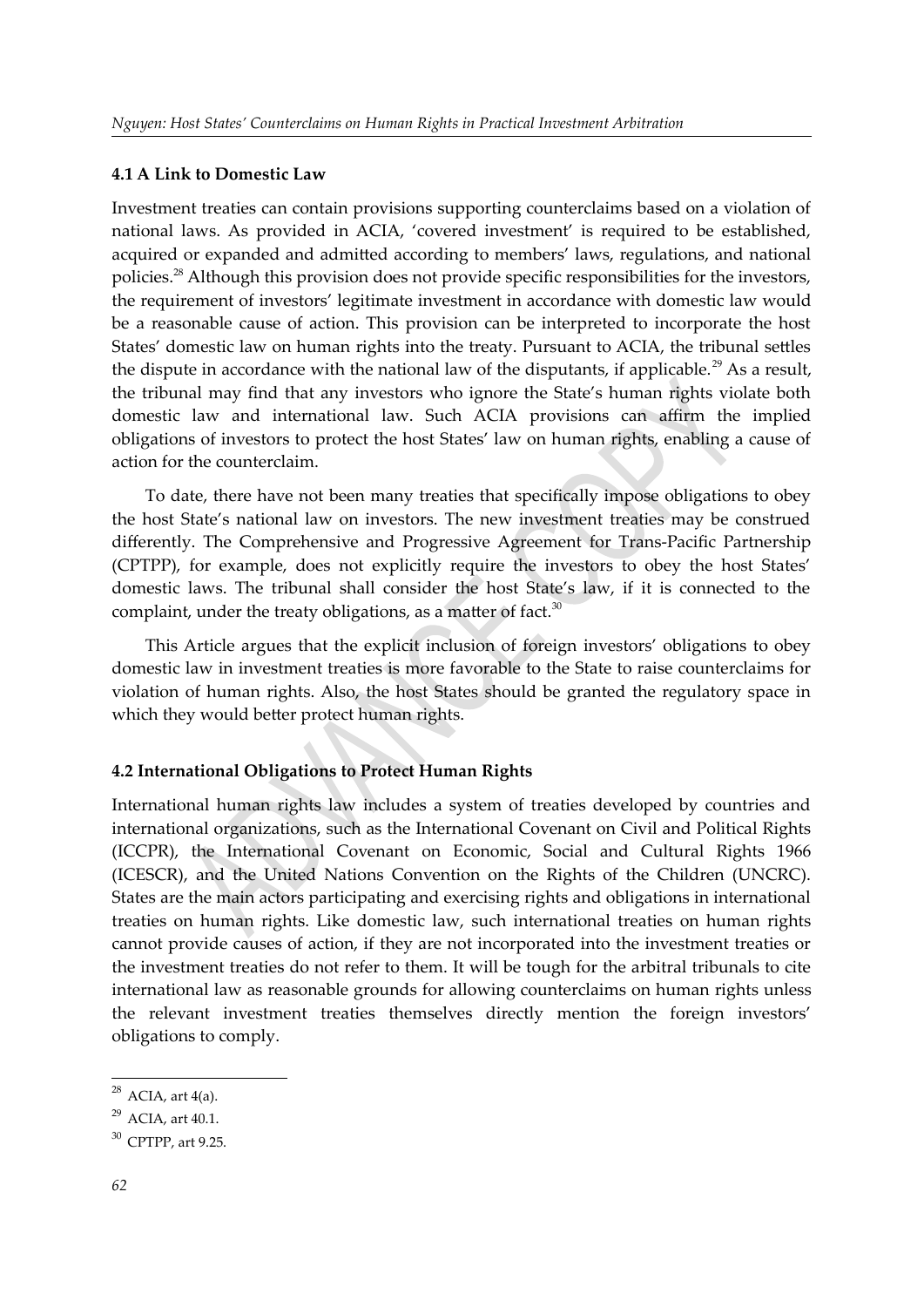### 4.1 A Link to Domestic Law

Investment treaties can contain provisions supporting counterclaims based on a violation of national laws. As provided in ACIA, 'covered investment' is required to be established, acquired or expanded and admitted according to members' laws, regulations, and national policies.[28] Although this provision does not provide specific responsibilities for the investors, the requirement of investors' legitimate investment in accordance with domestic law would be a reasonable cause of action. This provision can be interpreted to incorporate the host States' domestic law on human rights into the treaty. Pursuant to ACIA, the tribunal settles the dispute in accordance with the national law of the disputants, if applicable.[29] As a result, the tribunal may find that any investors who ignore the State's human rights violate both domestic law and international law. Such ACIA provisions can affirm the implied obligations of investors to protect the host States' law on human rights, enabling a cause of action for the counterclaim.

To date, there have not been many treaties that specifically impose obligations to obey the host State's national law on investors. The new investment treaties may be construed differently. The Comprehensive and Progressive Agreement for Trans-Pacific Partnership (CPTPP), for example, does not explicitly require the investors to obey the host States' domestic laws. The tribunal shall consider the host State's law, if it is connected to the complaint, under the treaty obligations, as a matter of fact.[30]

This Article argues that the explicit inclusion of foreign investors' obligations to obey domestic law in investment treaties is more favorable to the State to raise counterclaims for violation of human rights. Also, the host States should be granted the regulatory space in which they would better protect human rights.

### 4.2 International Obligations to Protect Human Rights

International human rights law includes a system of treaties developed by countries and international organizations, such as the International Covenant on Civil and Political Rights (ICCPR), the International Covenant on Economic, Social and Cultural Rights 1966 (ICESCR), and the United Nations Convention on the Rights of the Children (UNCRC). States are the main actors participating and exercising rights and obligations in international treaties on human rights. Like domestic law, such international treaties on human rights cannot provide causes of action, if they are not incorporated into the investment treaties or the investment treaties do not refer to them. It will be tough for the arbitral tribunals to cite international law as reasonable grounds for allowing counterclaims on human rights unless the relevant investment treaties themselves directly mention the foreign investors' obligations to comply.

---

[28] ACIA, art 4(a).

[29] ACIA, art 40.1.

[30] CPTPP, art 9.25.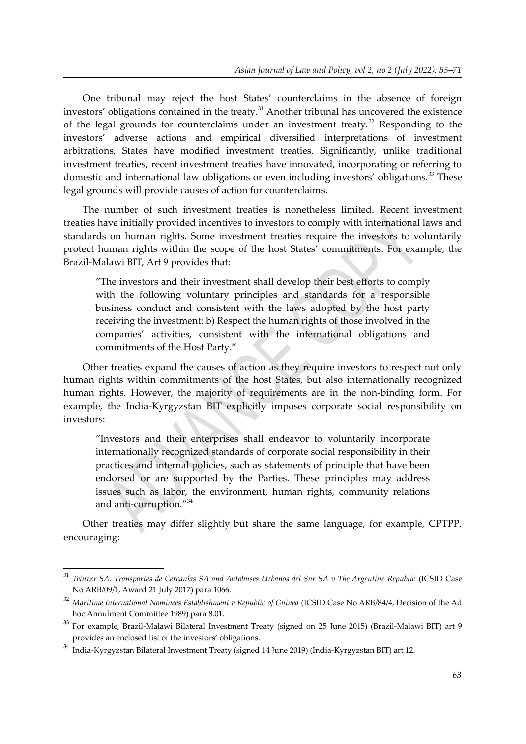One tribunal may reject the host States' counterclaims in the absence of foreign investors' obligations contained in the treaty.[31] Another tribunal has uncovered the existence of the legal grounds for counterclaims under an investment treaty.[32] Responding to the investors' adverse actions and empirical diversified interpretations of investment arbitrations, States have modified investment treaties. Significantly, unlike traditional investment treaties, recent investment treaties have innovated, incorporating or referring to domestic and international law obligations or even including investors' obligations.[33] These legal grounds will provide causes of action for counterclaims.

The number of such investment treaties is nonetheless limited. Recent investment treaties have initially provided incentives to investors to comply with international laws and standards on human rights. Some investment treaties require the investors to voluntarily protect human rights within the scope of the host States' commitments. For example, the Brazil-Malawi BIT, Art 9 provides that:

> "The investors and their investment shall develop their best efforts to comply with the following voluntary principles and standards for a responsible business conduct and consistent with the laws adopted by the host party receiving the investment: b) Respect the human rights of those involved in the companies' activities, consistent with the international obligations and commitments of the Host Party."

Other treaties expand the causes of action as they require investors to respect not only human rights within commitments of the host States, but also internationally recognized human rights. However, the majority of requirements are in the non-binding form. For example, the India-Kyrgyzstan BIT explicitly imposes corporate social responsibility on investors:

> "Investors and their enterprises shall endeavor to voluntarily incorporate internationally recognized standards of corporate social responsibility in their practices and internal policies, such as statements of principle that have been endorsed or are supported by the Parties. These principles may address issues such as labor, the environment, human rights, community relations and anti-corruption."[34]

Other treaties may differ slightly but share the same language, for example, CPTPP, encouraging:

---

[31] *Teinver SA, Transportes de Cercanías SA and Autobuses Urbanos del Sur SA v The Argentine Republic* (ICSID Case No ARB/09/1, Award 21 July 2017) para 1066.

[32] *Maritime International Nominees Establishment v Republic of Guinea* (ICSID Case No ARB/84/4, Decision of the Ad hoc Annulment Committee 1989) para 8.01.

[33] For example, Brazil-Malawi Bilateral Investment Treaty (signed on 25 June 2015) (Brazil-Malawi BIT) art 9 provides an enclosed list of the investors' obligations.

[34] India-Kyrgyzstan Bilateral Investment Treaty (signed 14 June 2019) (India-Kyrgyzstan BIT) art 12.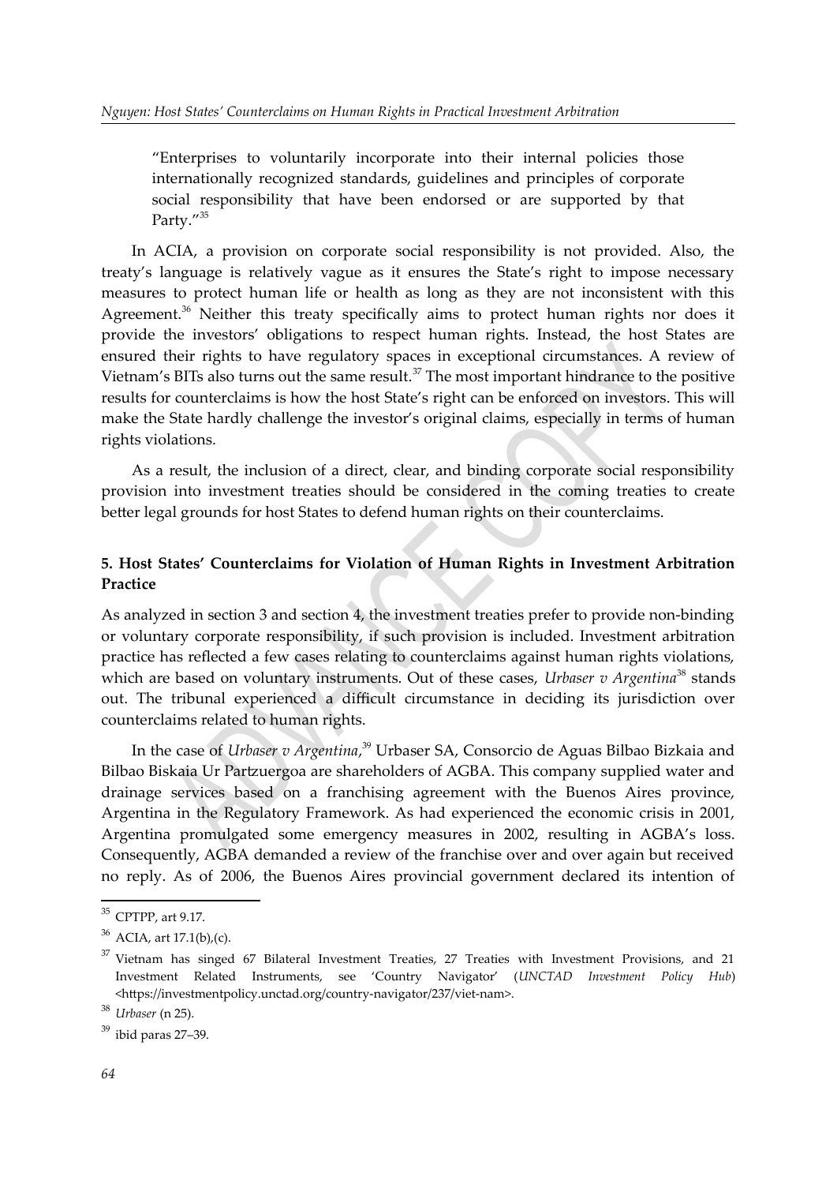"Enterprises to voluntarily incorporate into their internal policies those internationally recognized standards, guidelines and principles of corporate social responsibility that have been endorsed or are supported by that Party."[35]

In ACIA, a provision on corporate social responsibility is not provided. Also, the treaty's language is relatively vague as it ensures the State's right to impose necessary measures to protect human life or health as long as they are not inconsistent with this Agreement.[36] Neither this treaty specifically aims to protect human rights nor does it provide the investors' obligations to respect human rights. Instead, the host States are ensured their rights to have regulatory spaces in exceptional circumstances. A review of Vietnam's BITs also turns out the same result.[37] The most important hindrance to the positive results for counterclaims is how the host State's right can be enforced on investors. This will make the State hardly challenge the investor's original claims, especially in terms of human rights violations.

As a result, the inclusion of a direct, clear, and binding corporate social responsibility provision into investment treaties should be considered in the coming treaties to create better legal grounds for host States to defend human rights on their counterclaims.

## 5. Host States' Counterclaims for Violation of Human Rights in Investment Arbitration Practice

As analyzed in section 3 and section 4, the investment treaties prefer to provide non-binding or voluntary corporate responsibility, if such provision is included. Investment arbitration practice has reflected a few cases relating to counterclaims against human rights violations, which are based on voluntary instruments. Out of these cases, *Urbaser v Argentina*[38] stands out. The tribunal experienced a difficult circumstance in deciding its jurisdiction over counterclaims related to human rights.

In the case of *Urbaser v Argentina*,[39] Urbaser SA, Consorcio de Aguas Bilbao Bizkaia and Bilbao Biskaia Ur Partzuergoa are shareholders of AGBA. This company supplied water and drainage services based on a franchising agreement with the Buenos Aires province, Argentina in the Regulatory Framework. As had experienced the economic crisis in 2001, Argentina promulgated some emergency measures in 2002, resulting in AGBA's loss. Consequently, AGBA demanded a review of the franchise over and over again but received no reply. As of 2006, the Buenos Aires provincial government declared its intention of

---

[35] CPTPP, art 9.17.

[36] ACIA, art 17.1(b),(c).

[37] Vietnam has singed 67 Bilateral Investment Treaties, 27 Treaties with Investment Provisions, and 21 Investment Related Instruments, see 'Country Navigator' (*UNCTAD Investment Policy Hub*) <https://investmentpolicy.unctad.org/country-navigator/237/viet-nam>.

[38] *Urbaser* (n 25).

[39] ibid paras 27–39.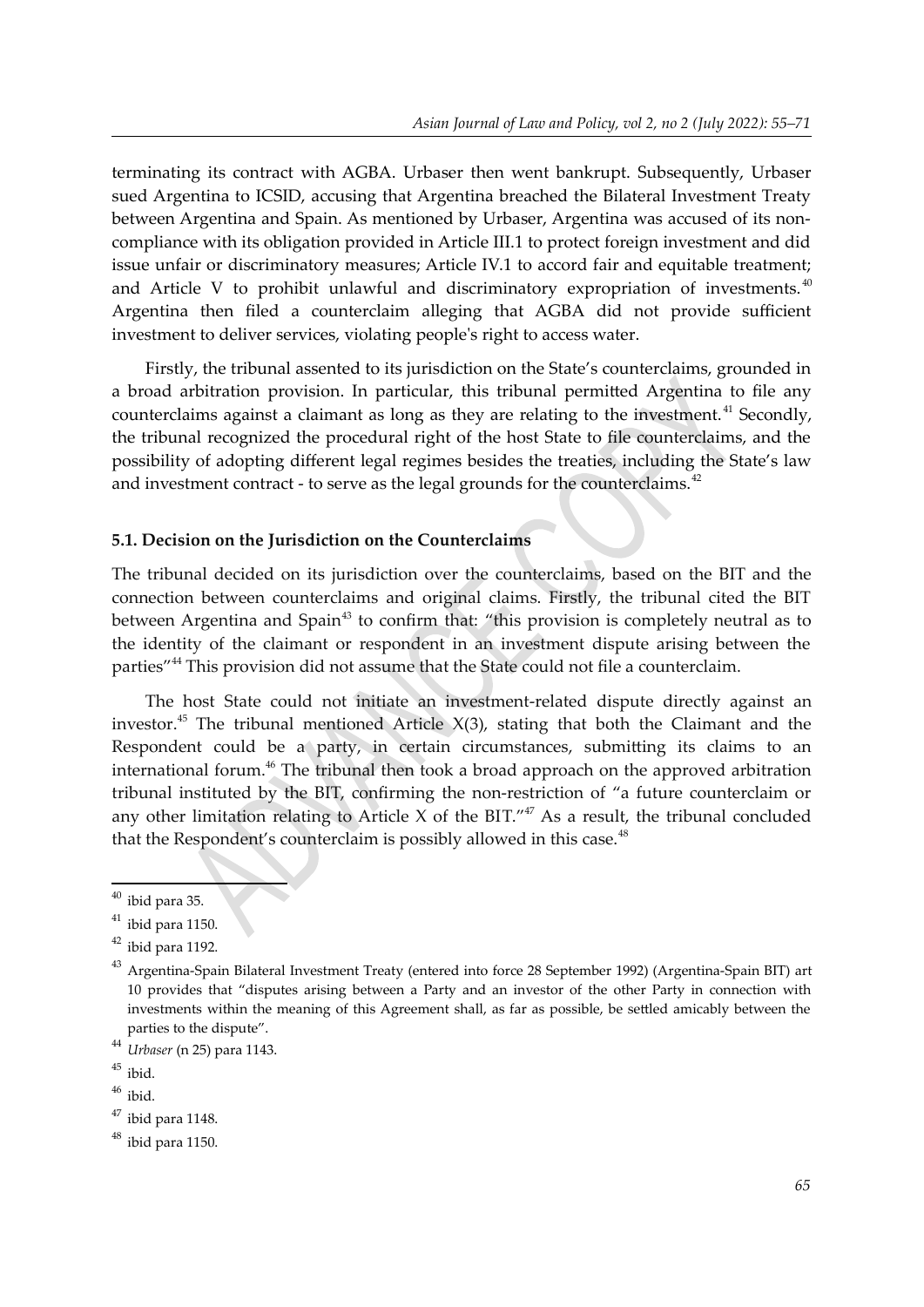terminating its contract with AGBA. Urbaser then went bankrupt. Subsequently, Urbaser sued Argentina to ICSID, accusing that Argentina breached the Bilateral Investment Treaty between Argentina and Spain. As mentioned by Urbaser, Argentina was accused of its non-compliance with its obligation provided in Article III.1 to protect foreign investment and did issue unfair or discriminatory measures; Article IV.1 to accord fair and equitable treatment; and Article V to prohibit unlawful and discriminatory expropriation of investments.[40] Argentina then filed a counterclaim alleging that AGBA did not provide sufficient investment to deliver services, violating people's right to access water.

Firstly, the tribunal assented to its jurisdiction on the State's counterclaims, grounded in a broad arbitration provision. In particular, this tribunal permitted Argentina to file any counterclaims against a claimant as long as they are relating to the investment.[41] Secondly, the tribunal recognized the procedural right of the host State to file counterclaims, and the possibility of adopting different legal regimes besides the treaties, including the State's law and investment contract - to serve as the legal grounds for the counterclaims.[42]

### 5.1. Decision on the Jurisdiction on the Counterclaims

The tribunal decided on its jurisdiction over the counterclaims, based on the BIT and the connection between counterclaims and original claims. Firstly, the tribunal cited the BIT between Argentina and Spain[43] to confirm that: "this provision is completely neutral as to the identity of the claimant or respondent in an investment dispute arising between the parties"[44] This provision did not assume that the State could not file a counterclaim.

The host State could not initiate an investment-related dispute directly against an investor.[45] The tribunal mentioned Article X(3), stating that both the Claimant and the Respondent could be a party, in certain circumstances, submitting its claims to an international forum.[46] The tribunal then took a broad approach on the approved arbitration tribunal instituted by the BIT, confirming the non-restriction of "a future counterclaim or any other limitation relating to Article X of the BIT."[47] As a result, the tribunal concluded that the Respondent's counterclaim is possibly allowed in this case.[48]

---

[40] ibid para 35.

[41] ibid para 1150.

[42] ibid para 1192.

[43] Argentina-Spain Bilateral Investment Treaty (entered into force 28 September 1992) (Argentina-Spain BIT) art 10 provides that "disputes arising between a Party and an investor of the other Party in connection with investments within the meaning of this Agreement shall, as far as possible, be settled amicably between the parties to the dispute".

[44] *Urbaser* (n 25) para 1143.

[45] ibid.

[46] ibid.

[47] ibid para 1148.

[48] ibid para 1150.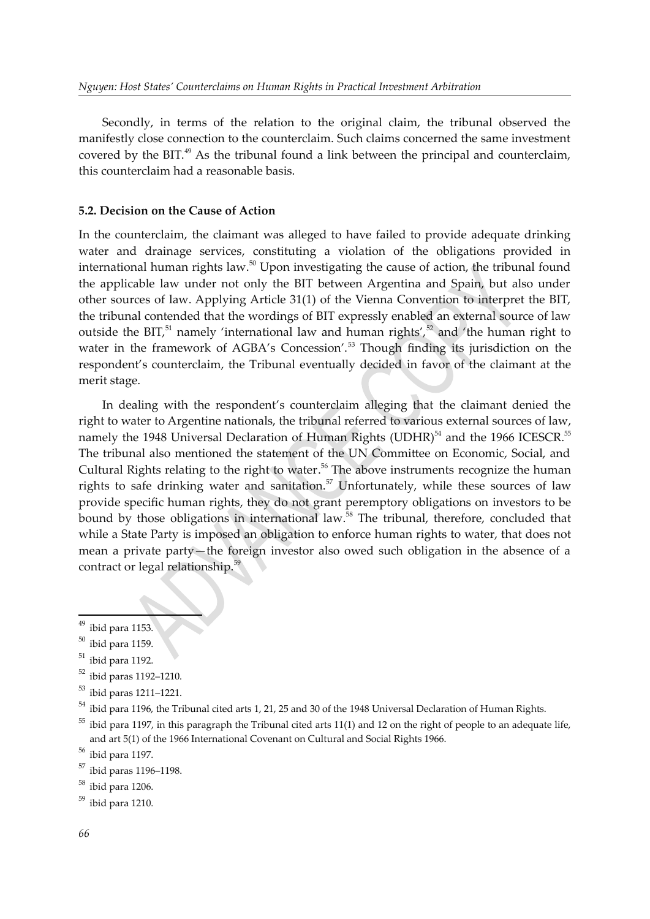Secondly, in terms of the relation to the original claim, the tribunal observed the manifestly close connection to the counterclaim. Such claims concerned the same investment covered by the BIT.[49] As the tribunal found a link between the principal and counterclaim, this counterclaim had a reasonable basis.

### 5.2. Decision on the Cause of Action

In the counterclaim, the claimant was alleged to have failed to provide adequate drinking water and drainage services, constituting a violation of the obligations provided in international human rights law.[50] Upon investigating the cause of action, the tribunal found the applicable law under not only the BIT between Argentina and Spain, but also under other sources of law. Applying Article 31(1) of the Vienna Convention to interpret the BIT, the tribunal contended that the wordings of BIT expressly enabled an external source of law outside the BIT,[51] namely 'international law and human rights',[52] and 'the human right to water in the framework of AGBA's Concession'.[53] Though finding its jurisdiction on the respondent's counterclaim, the Tribunal eventually decided in favor of the claimant at the merit stage.

In dealing with the respondent's counterclaim alleging that the claimant denied the right to water to Argentine nationals, the tribunal referred to various external sources of law, namely the 1948 Universal Declaration of Human Rights (UDHR)[54] and the 1966 ICESCR.[55] The tribunal also mentioned the statement of the UN Committee on Economic, Social, and Cultural Rights relating to the right to water.[56] The above instruments recognize the human rights to safe drinking water and sanitation.[57] Unfortunately, while these sources of law provide specific human rights, they do not grant peremptory obligations on investors to be bound by those obligations in international law.[58] The tribunal, therefore, concluded that while a State Party is imposed an obligation to enforce human rights to water, that does not mean a private party—the foreign investor also owed such obligation in the absence of a contract or legal relationship.[59]

---

[49] ibid para 1153.

[50] ibid para 1159.

[51] ibid para 1192.

[52] ibid paras 1192–1210.

[53] ibid paras 1211–1221.

[54] ibid para 1196, the Tribunal cited arts 1, 21, 25 and 30 of the 1948 Universal Declaration of Human Rights.

[55] ibid para 1197, in this paragraph the Tribunal cited arts 11(1) and 12 on the right of people to an adequate life, and art 5(1) of the 1966 International Covenant on Cultural and Social Rights 1966.

[56] ibid para 1197.

[57] ibid paras 1196–1198.

[58] ibid para 1206.

[59] ibid para 1210.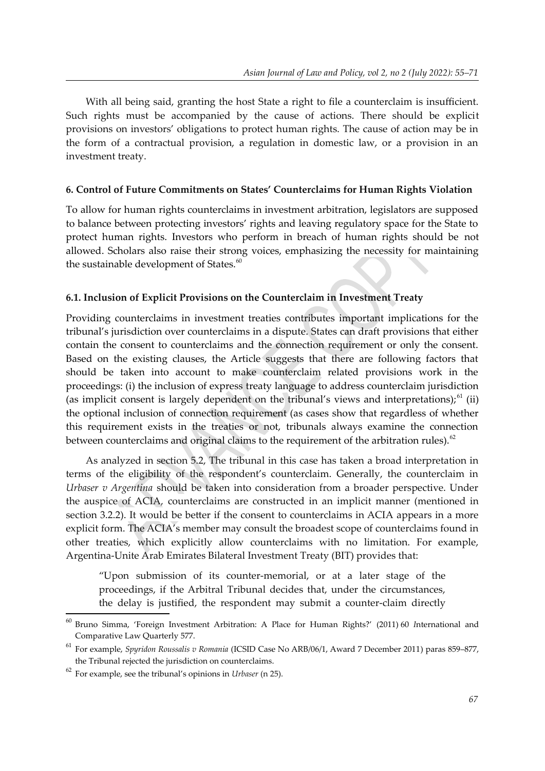With all being said, granting the host State a right to file a counterclaim is insufficient. Such rights must be accompanied by the cause of actions. There should be explicit provisions on investors' obligations to protect human rights. The cause of action may be in the form of a contractual provision, a regulation in domestic law, or a provision in an investment treaty.

#### 6. Control of Future Commitments on States' Counterclaims for Human Rights Violation

To allow for human rights counterclaims in investment arbitration, legislators are supposed to balance between protecting investors' rights and leaving regulatory space for the State to protect human rights. Investors who perform in breach of human rights should be not allowed. Scholars also raise their strong voices, emphasizing the necessity for maintaining the sustainable development of States.[60]

#### 6.1. Inclusion of Explicit Provisions on the Counterclaim in Investment Treaty

Providing counterclaims in investment treaties contributes important implications for the tribunal's jurisdiction over counterclaims in a dispute. States can draft provisions that either contain the consent to counterclaims and the connection requirement or only the consent. Based on the existing clauses, the Article suggests that there are following factors that should be taken into account to make counterclaim related provisions work in the proceedings: (i) the inclusion of express treaty language to address counterclaim jurisdiction (as implicit consent is largely dependent on the tribunal's views and interpretations);[61] (ii) the optional inclusion of connection requirement (as cases show that regardless of whether this requirement exists in the treaties or not, tribunals always examine the connection between counterclaims and original claims to the requirement of the arbitration rules).[62]

As analyzed in section 5.2, The tribunal in this case has taken a broad interpretation in terms of the eligibility of the respondent's counterclaim. Generally, the counterclaim in *Urbaser v Argentina* should be taken into consideration from a broader perspective. Under the auspice of ACIA, counterclaims are constructed in an implicit manner (mentioned in section 3.2.2). It would be better if the consent to counterclaims in ACIA appears in a more explicit form. The ACIA's member may consult the broadest scope of counterclaims found in other treaties, which explicitly allow counterclaims with no limitation. For example, Argentina-Unite Arab Emirates Bilateral Investment Treaty (BIT) provides that:

> "Upon submission of its counter-memorial, or at a later stage of the proceedings, if the Arbitral Tribunal decides that, under the circumstances, the delay is justified, the respondent may submit a counter-claim directly

---

[60] Bruno Simma, 'Foreign Investment Arbitration: A Place for Human Rights?' (2011) 60 International and Comparative Law Quarterly 577.

[61] For example, *Spyridon Roussalis v Romania* (ICSID Case No ARB/06/1, Award 7 December 2011) paras 859–877, the Tribunal rejected the jurisdiction on counterclaims.

[62] For example, see the tribunal's opinions in *Urbaser* (n 25).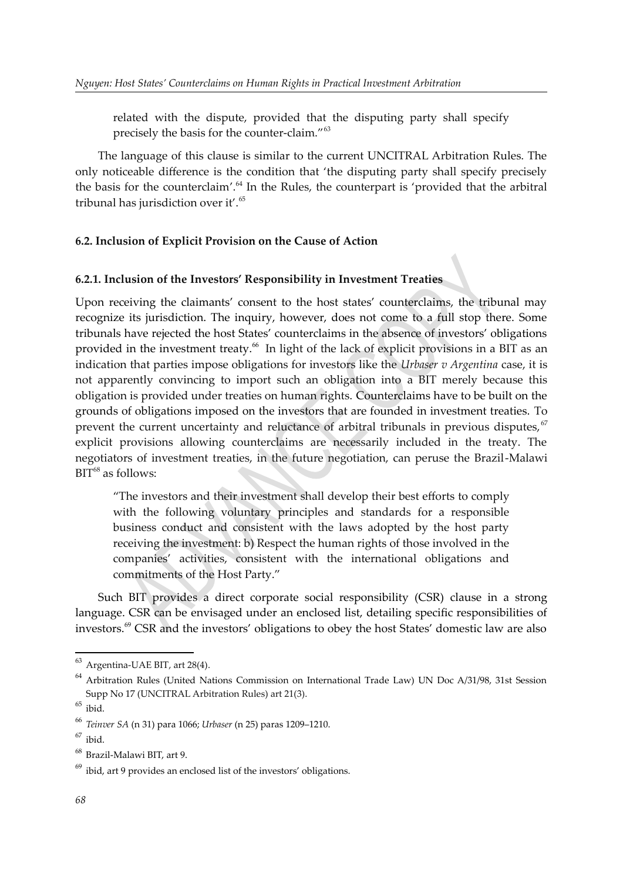related with the dispute, provided that the disputing party shall specify precisely the basis for the counter-claim."[63]

The language of this clause is similar to the current UNCITRAL Arbitration Rules. The only noticeable difference is the condition that 'the disputing party shall specify precisely the basis for the counterclaim'.[64] In the Rules, the counterpart is 'provided that the arbitral tribunal has jurisdiction over it'.[65]

### 6.2. Inclusion of Explicit Provision on the Cause of Action

#### 6.2.1. Inclusion of the Investors' Responsibility in Investment Treaties

Upon receiving the claimants' consent to the host states' counterclaims, the tribunal may recognize its jurisdiction. The inquiry, however, does not come to a full stop there. Some tribunals have rejected the host States' counterclaims in the absence of investors' obligations provided in the investment treaty.[66] In light of the lack of explicit provisions in a BIT as an indication that parties impose obligations for investors like the *Urbaser v Argentina* case, it is not apparently convincing to import such an obligation into a BIT merely because this obligation is provided under treaties on human rights. Counterclaims have to be built on the grounds of obligations imposed on the investors that are founded in investment treaties. To prevent the current uncertainty and reluctance of arbitral tribunals in previous disputes,[67] explicit provisions allowing counterclaims are necessarily included in the treaty. The negotiators of investment treaties, in the future negotiation, can peruse the Brazil-Malawi BIT[68] as follows:

> "The investors and their investment shall develop their best efforts to comply with the following voluntary principles and standards for a responsible business conduct and consistent with the laws adopted by the host party receiving the investment: b) Respect the human rights of those involved in the companies' activities, consistent with the international obligations and commitments of the Host Party."

Such BIT provides a direct corporate social responsibility (CSR) clause in a strong language. CSR can be envisaged under an enclosed list, detailing specific responsibilities of investors.[69] CSR and the investors' obligations to obey the host States' domestic law are also

---

[63] Argentina-UAE BIT, art 28(4).

[64] Arbitration Rules (United Nations Commission on International Trade Law) UN Doc A/31/98, 31st Session Supp No 17 (UNCITRAL Arbitration Rules) art 21(3).

[65] ibid.

[66] *Teinver SA* (n 31) para 1066; *Urbaser* (n 25) paras 1209–1210.

[67] ibid.

[68] Brazil-Malawi BIT, art 9.

[69] ibid, art 9 provides an enclosed list of the investors' obligations.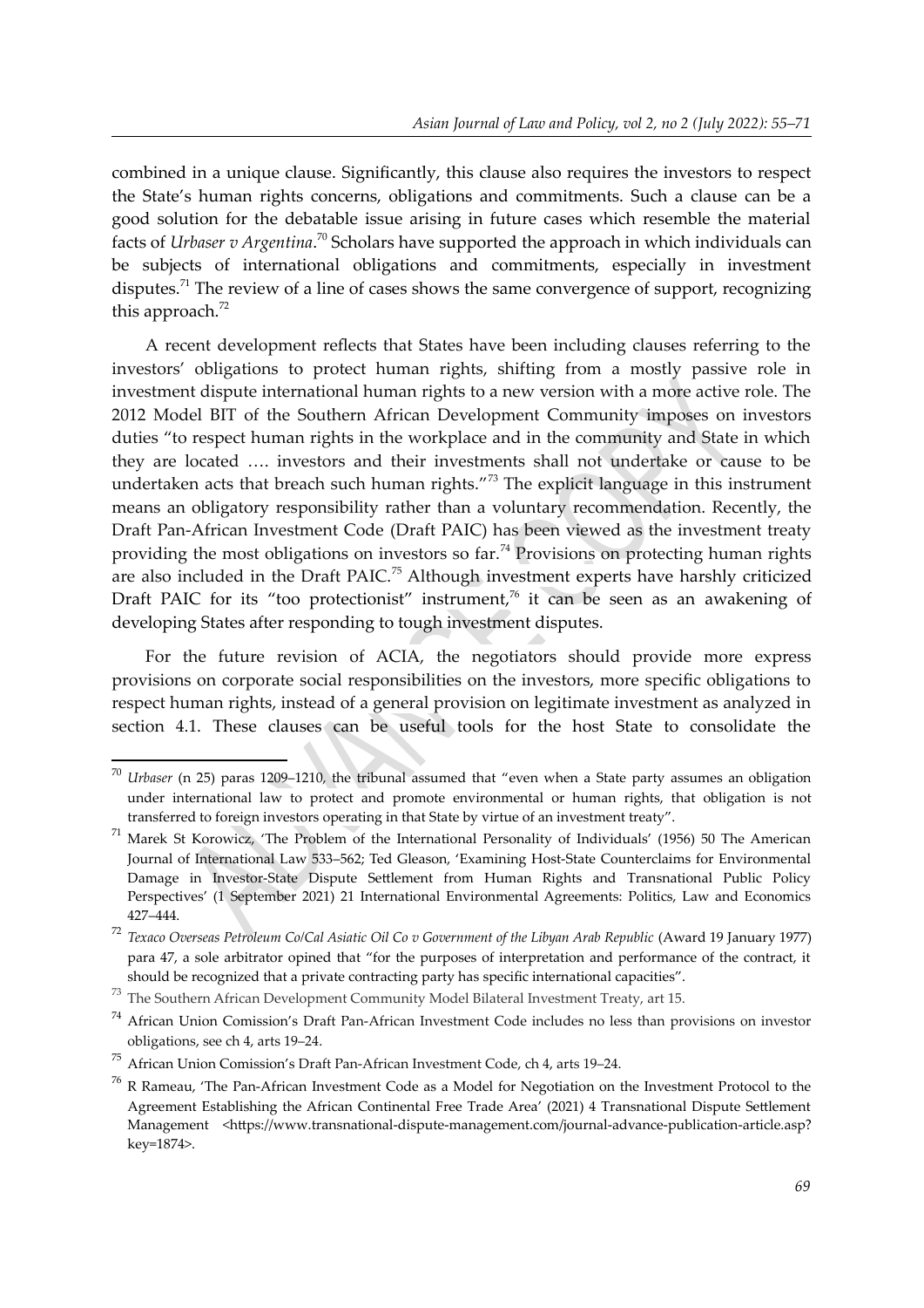combined in a unique clause. Significantly, this clause also requires the investors to respect the State's human rights concerns, obligations and commitments. Such a clause can be a good solution for the debatable issue arising in future cases which resemble the material facts of *Urbaser v Argentina*.[70] Scholars have supported the approach in which individuals can be subjects of international obligations and commitments, especially in investment disputes.[71] The review of a line of cases shows the same convergence of support, recognizing this approach.[72]

A recent development reflects that States have been including clauses referring to the investors' obligations to protect human rights, shifting from a mostly passive role in investment dispute international human rights to a new version with a more active role. The 2012 Model BIT of the Southern African Development Community imposes on investors duties "to respect human rights in the workplace and in the community and State in which they are located …. investors and their investments shall not undertake or cause to be undertaken acts that breach such human rights."[73] The explicit language in this instrument means an obligatory responsibility rather than a voluntary recommendation. Recently, the Draft Pan-African Investment Code (Draft PAIC) has been viewed as the investment treaty providing the most obligations on investors so far.[74] Provisions on protecting human rights are also included in the Draft PAIC.[75] Although investment experts have harshly criticized Draft PAIC for its "too protectionist" instrument,[76] it can be seen as an awakening of developing States after responding to tough investment disputes.

For the future revision of ACIA, the negotiators should provide more express provisions on corporate social responsibilities on the investors, more specific obligations to respect human rights, instead of a general provision on legitimate investment as analyzed in section 4.1. These clauses can be useful tools for the host State to consolidate the

---

[70] *Urbaser* (n 25) paras 1209–1210, the tribunal assumed that "even when a State party assumes an obligation under international law to protect and promote environmental or human rights, that obligation is not transferred to foreign investors operating in that State by virtue of an investment treaty".

[71] Marek St Korowicz, 'The Problem of the International Personality of Individuals' (1956) 50 The American Journal of International Law 533–562; Ted Gleason, 'Examining Host-State Counterclaims for Environmental Damage in Investor-State Dispute Settlement from Human Rights and Transnational Public Policy Perspectives' (1 September 2021) 21 International Environmental Agreements: Politics, Law and Economics 427–444.

[72] *Texaco Overseas Petroleum Co/Cal Asiatic Oil Co v Government of the Libyan Arab Republic* (Award 19 January 1977) para 47, a sole arbitrator opined that "for the purposes of interpretation and performance of the contract, it should be recognized that a private contracting party has specific international capacities".

[73] The Southern African Development Community Model Bilateral Investment Treaty, art 15.

[74] African Union Comission's Draft Pan-African Investment Code includes no less than provisions on investor obligations, see ch 4, arts 19–24.

[75] African Union Comission's Draft Pan-African Investment Code, ch 4, arts 19–24.

[76] R Rameau, 'The Pan-African Investment Code as a Model for Negotiation on the Investment Protocol to the Agreement Establishing the African Continental Free Trade Area' (2021) 4 Transnational Dispute Settlement Management <https://www.transnational-dispute-management.com/journal-advance-publication-article.asp?key=1874>.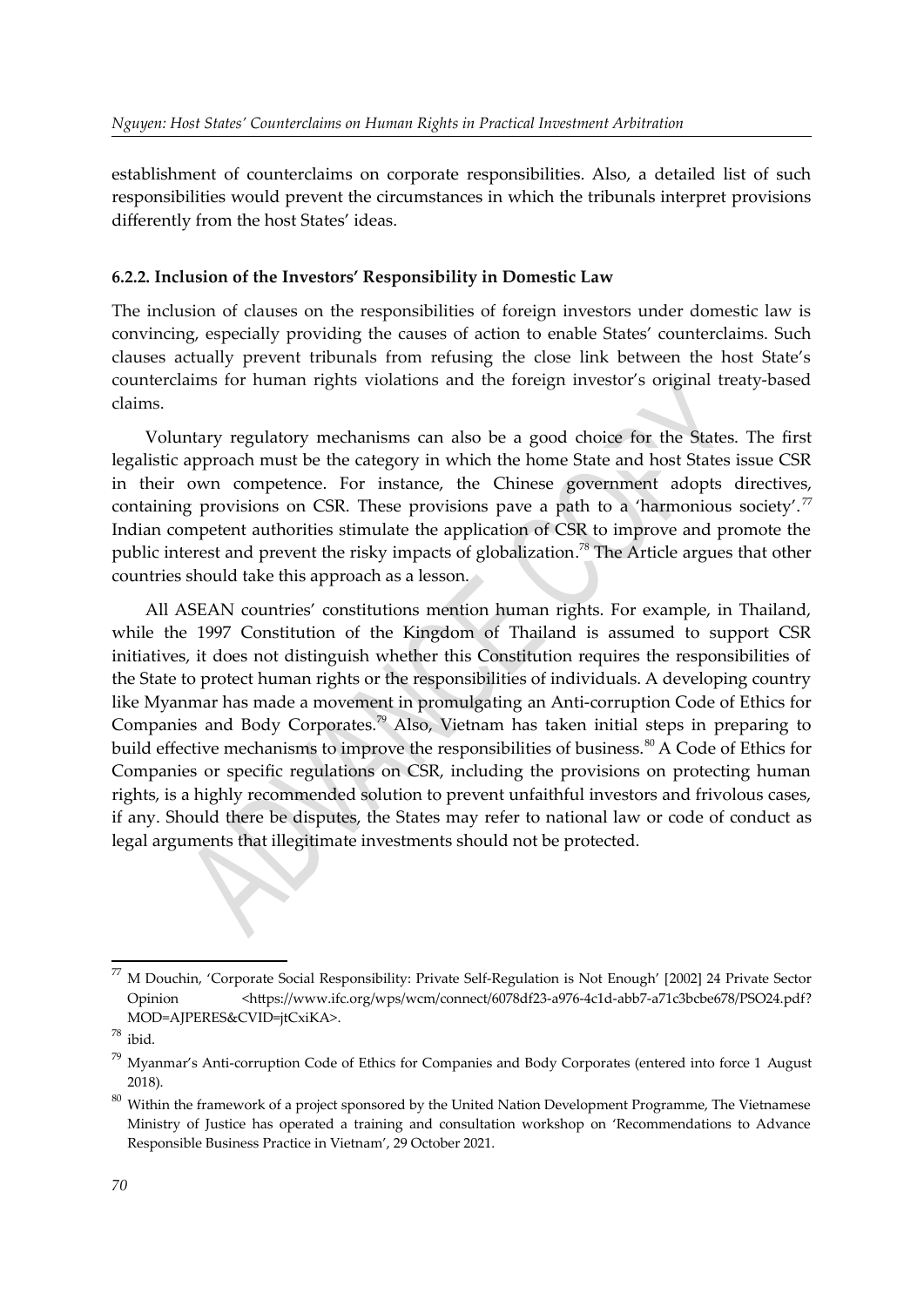establishment of counterclaims on corporate responsibilities. Also, a detailed list of such responsibilities would prevent the circumstances in which the tribunals interpret provisions differently from the host States' ideas.

#### 6.2.2. Inclusion of the Investors' Responsibility in Domestic Law

The inclusion of clauses on the responsibilities of foreign investors under domestic law is convincing, especially providing the causes of action to enable States' counterclaims. Such clauses actually prevent tribunals from refusing the close link between the host State's counterclaims for human rights violations and the foreign investor's original treaty-based claims.

Voluntary regulatory mechanisms can also be a good choice for the States. The first legalistic approach must be the category in which the home State and host States issue CSR in their own competence. For instance, the Chinese government adopts directives, containing provisions on CSR. These provisions pave a path to a 'harmonious society'.[77] Indian competent authorities stimulate the application of CSR to improve and promote the public interest and prevent the risky impacts of globalization.[78] The Article argues that other countries should take this approach as a lesson.

All ASEAN countries' constitutions mention human rights. For example, in Thailand, while the 1997 Constitution of the Kingdom of Thailand is assumed to support CSR initiatives, it does not distinguish whether this Constitution requires the responsibilities of the State to protect human rights or the responsibilities of individuals. A developing country like Myanmar has made a movement in promulgating an Anti-corruption Code of Ethics for Companies and Body Corporates.[79] Also, Vietnam has taken initial steps in preparing to build effective mechanisms to improve the responsibilities of business.[80] A Code of Ethics for Companies or specific regulations on CSR, including the provisions on protecting human rights, is a highly recommended solution to prevent unfaithful investors and frivolous cases, if any. Should there be disputes, the States may refer to national law or code of conduct as legal arguments that illegitimate investments should not be protected.

---

[77] M Douchin, 'Corporate Social Responsibility: Private Self-Regulation is Not Enough' [2002] 24 Private Sector Opinion <https://www.ifc.org/wps/wcm/connect/6078df23-a976-4c1d-abb7-a71c3bcbe678/PSO24.pdf?MOD=AJPERES&CVID=jtCxiKA>.

[78] ibid.

[79] Myanmar's Anti-corruption Code of Ethics for Companies and Body Corporates (entered into force 1 August 2018).

[80] Within the framework of a project sponsored by the United Nation Development Programme, The Vietnamese Ministry of Justice has operated a training and consultation workshop on 'Recommendations to Advance Responsible Business Practice in Vietnam', 29 October 2021.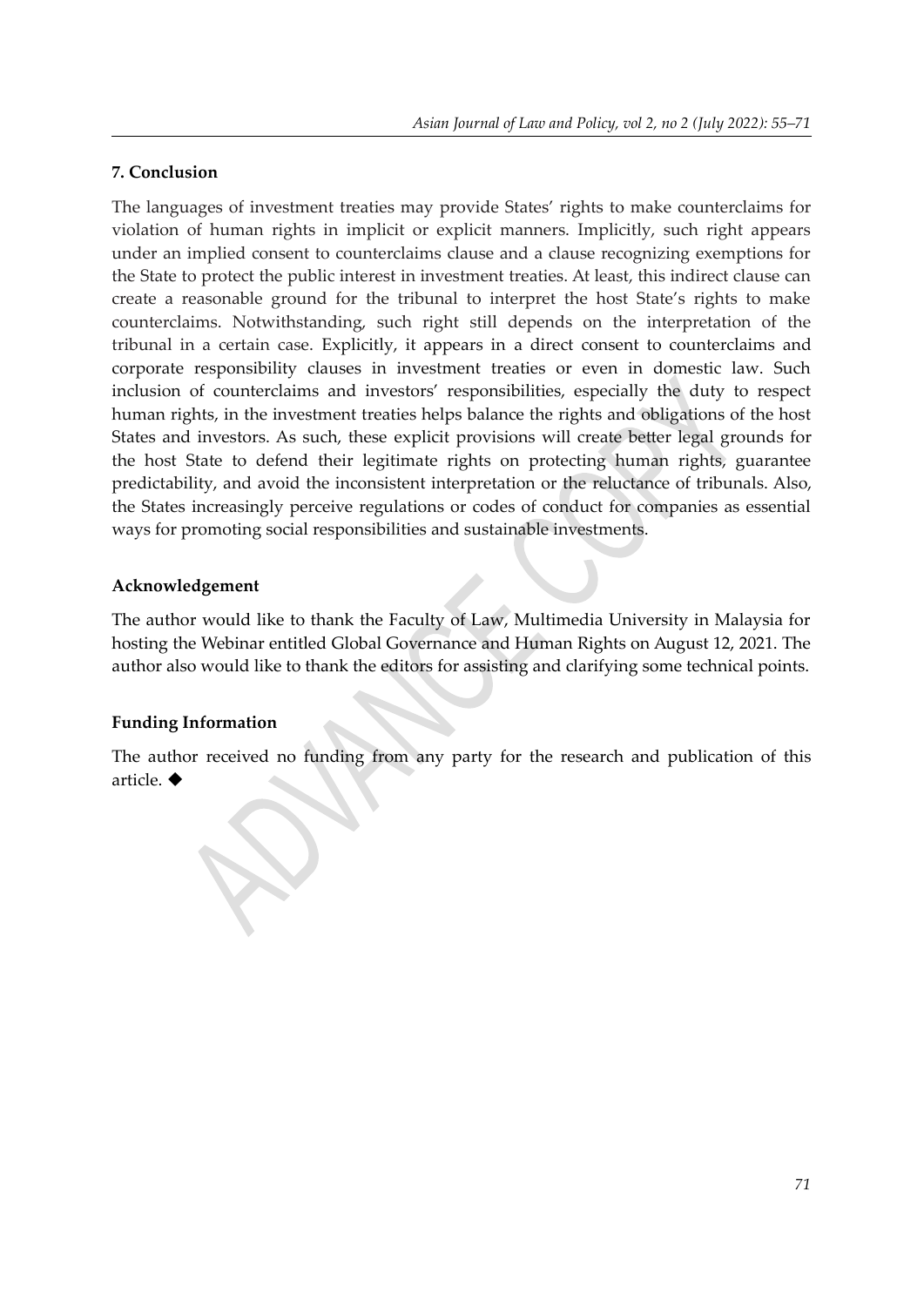## 7. Conclusion

The languages of investment treaties may provide States' rights to make counterclaims for violation of human rights in implicit or explicit manners. Implicitly, such right appears under an implied consent to counterclaims clause and a clause recognizing exemptions for the State to protect the public interest in investment treaties. At least, this indirect clause can create a reasonable ground for the tribunal to interpret the host State's rights to make counterclaims. Notwithstanding, such right still depends on the interpretation of the tribunal in a certain case. Explicitly, it appears in a direct consent to counterclaims and corporate responsibility clauses in investment treaties or even in domestic law. Such inclusion of counterclaims and investors' responsibilities, especially the duty to respect human rights, in the investment treaties helps balance the rights and obligations of the host States and investors. As such, these explicit provisions will create better legal grounds for the host State to defend their legitimate rights on protecting human rights, guarantee predictability, and avoid the inconsistent interpretation or the reluctance of tribunals. Also, the States increasingly perceive regulations or codes of conduct for companies as essential ways for promoting social responsibilities and sustainable investments.

### Acknowledgement

The author would like to thank the Faculty of Law, Multimedia University in Malaysia for hosting the Webinar entitled Global Governance and Human Rights on August 12, 2021. The author also would like to thank the editors for assisting and clarifying some technical points.

### Funding Information

The author received no funding from any party for the research and publication of this article. ◆